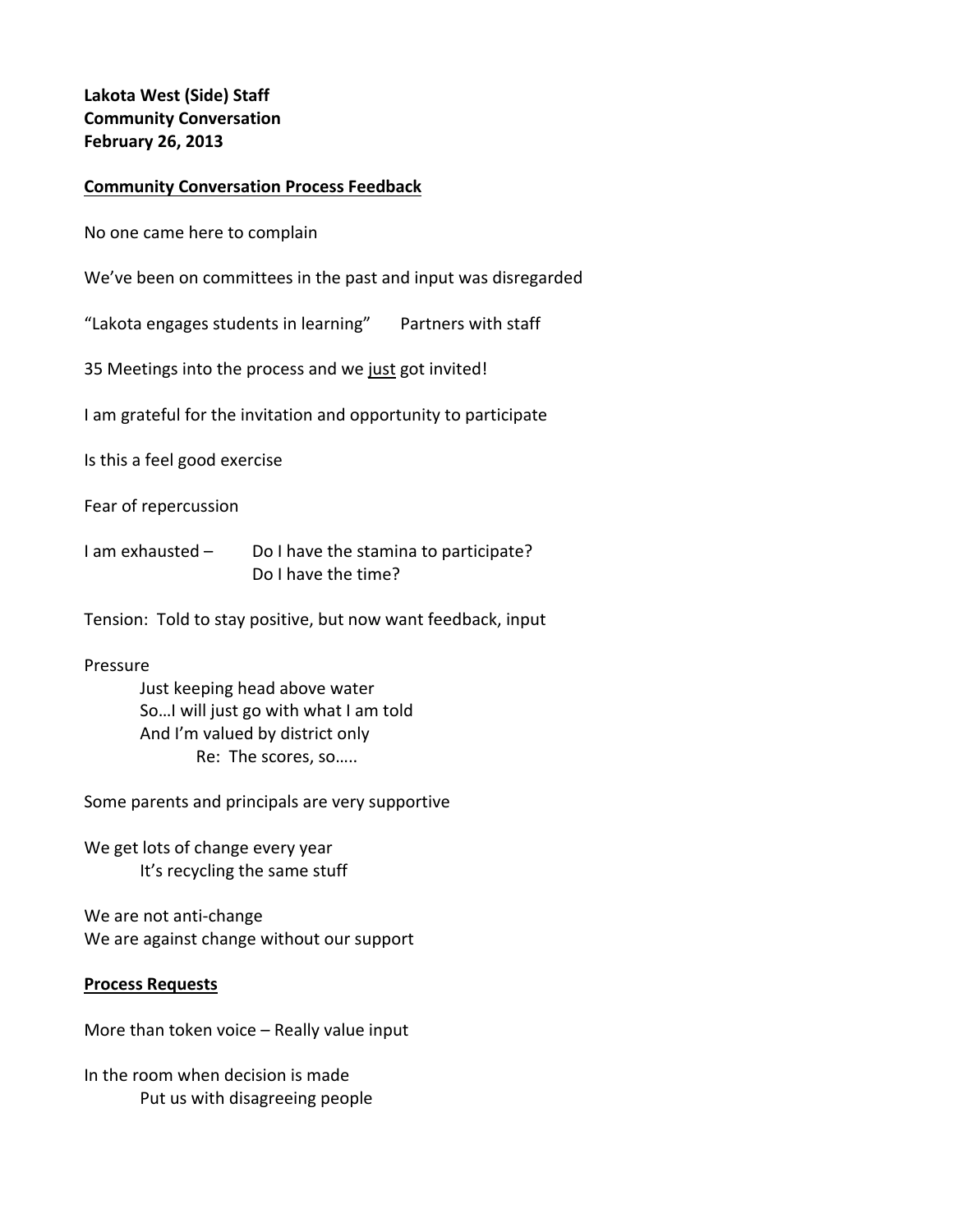**Lakota West (Side) Staff**
**Community Conversation**
**February 26, 2013**

**<u>Community Conversation Process Feedback</u>**

No one came here to complain

We've been on committees in the past and input was disregarded

"Lakota engages students in learning" Partners with staff

35 Meetings into the process and we <u>just</u> got invited!

I am grateful for the invitation and opportunity to participate

Is this a feel good exercise

Fear of repercussion

I am exhausted – Do I have the stamina to participate?
Do I have the time?

Tension: Told to stay positive, but now want feedback, input

Pressure
- Just keeping head above water
- So…I will just go with what I am told
- And I'm valued by district only
  - Re: The scores, so…..

Some parents and principals are very supportive

We get lots of change every year
- It's recycling the same stuff

We are not anti-change
We are against change without our support

**<u>Process Requests</u>**

More than token voice – Really value input

In the room when decision is made
- Put us with disagreeing people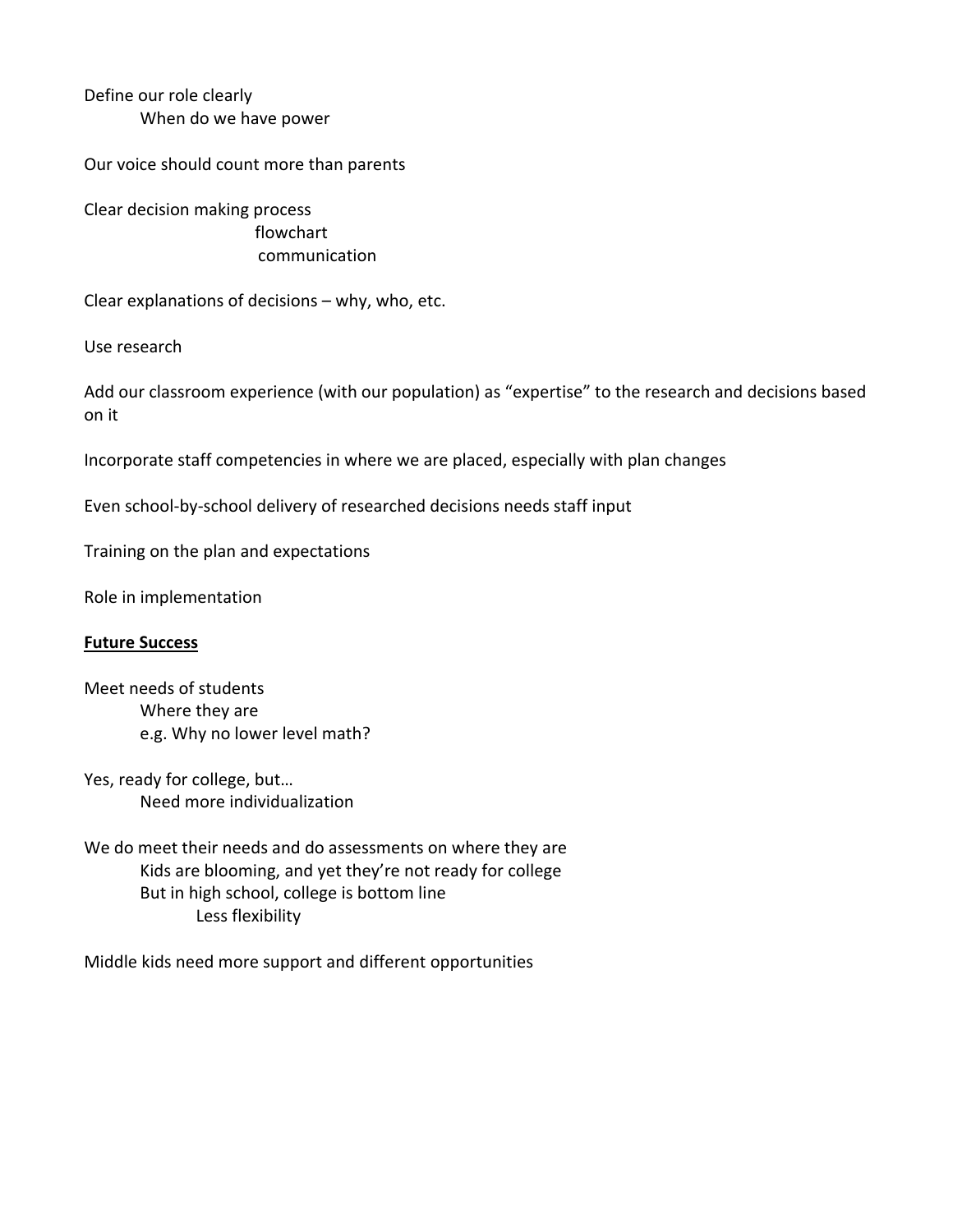Define our role clearly
- When do we have power

Our voice should count more than parents

Clear decision making process
- flowchart
- communication

Clear explanations of decisions – why, who, etc.

Use research

Add our classroom experience (with our population) as "expertise" to the research and decisions based on it

Incorporate staff competencies in where we are placed, especially with plan changes

Even school-by-school delivery of researched decisions needs staff input

Training on the plan and expectations

Role in implementation

**<u>Future Success</u>**

Meet needs of students
- Where they are
- e.g. Why no lower level math?

Yes, ready for college, but…
- Need more individualization

We do meet their needs and do assessments on where they are
- Kids are blooming, and yet they're not ready for college
- But in high school, college is bottom line
  - Less flexibility

Middle kids need more support and different opportunities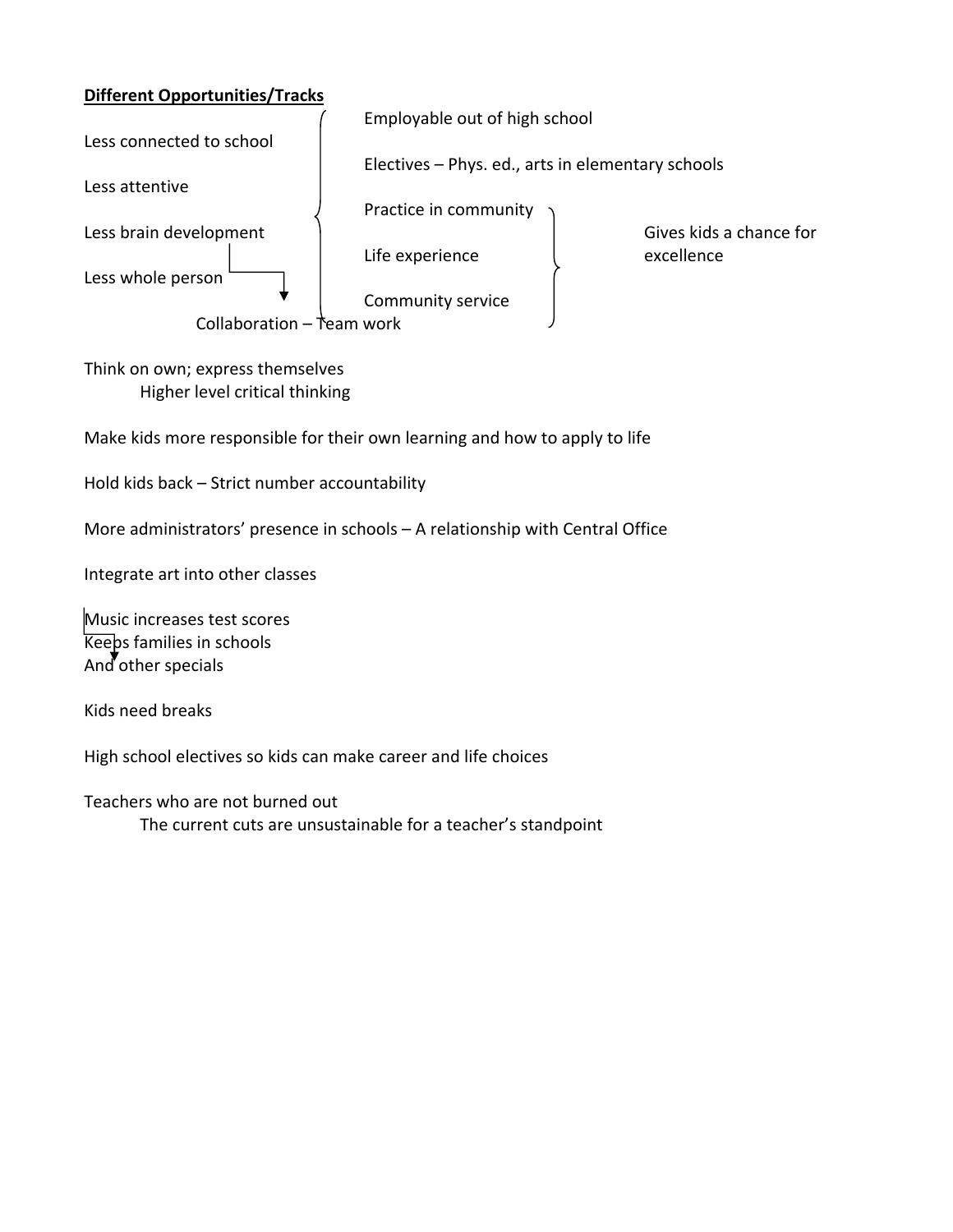**Different Opportunities/Tracks**

Less connected to school

Less attentive

Less brain development

Less whole person

Collaboration – Team work

Employable out of high school

Electives – Phys. ed., arts in elementary schools

Practice in community

Life experience

Community service

Gives kids a chance for excellence

Think on own; express themselves

Higher level critical thinking

Make kids more responsible for their own learning and how to apply to life

Hold kids back – Strict number accountability

More administrators' presence in schools – A relationship with Central Office

Integrate art into other classes

Music increases test scores
Keeps families in schools
And other specials

Kids need breaks

High school electives so kids can make career and life choices

Teachers who are not burned out

The current cuts are unsustainable for a teacher's standpoint